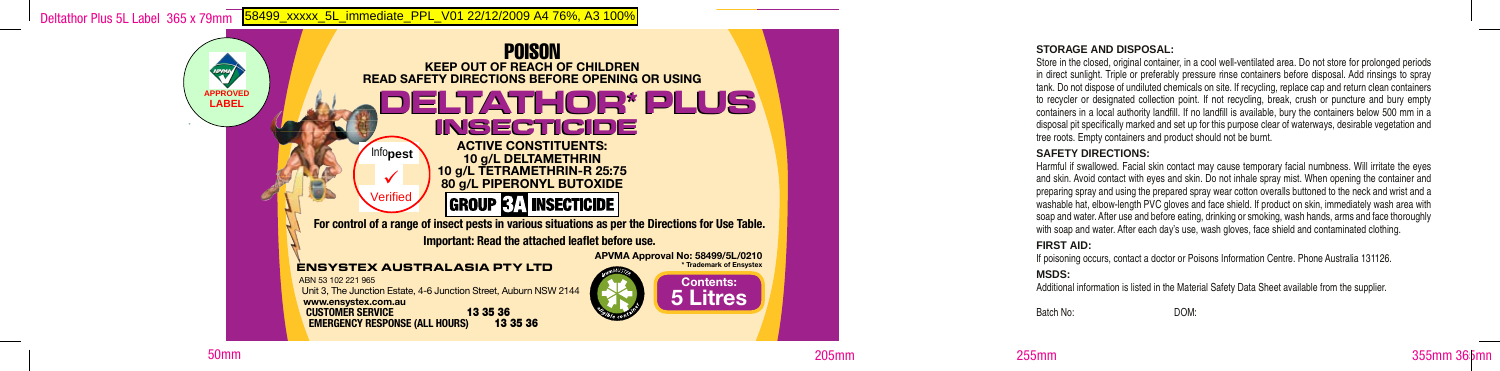Deltathor Plus 5L Label 365 x 79mm 58499_xxxxx_5L_immediate_PPL_V01 22/12/2009 A4 76%, A3 100%

APVMA APPROVED LABEL

# POISON

**KEEP OUT OF REACH OF CHILDREN**
**READ SAFETY DIRECTIONS BEFORE OPENING OR USING**

# DELTATHOR* PLUS

## INSECTICIDE

Infopest Verified

**ACTIVE CONSTITUENTS:**
**10 g/L DELTAMETHRIN**
**10 g/L TETRAMETHRIN-R 25:75**
**80 g/L PIPERONYL BUTOXIDE**

**GROUP 3A INSECTICIDE**

**For control of a range of insect pests in various situations as per the Directions for Use Table.**

**Important: Read the attached leaflet before use.**

**APVMA Approval No: 58499/5L/0210**

\* Trademark of Ensystex

**ENSYSTEX AUSTRALASIA PTY LTD**
ABN 53 102 221 965
Unit 3, The Junction Estate, 4-6 Junction Street, Auburn NSW 2144
**www.ensystex.com.au**
**CUSTOMER SERVICE 13 35 36**
**EMERGENCY RESPONSE (ALL HOURS) 13 35 36**

drumMUSTER

**Contents: 5 Litres**

### STORAGE AND DISPOSAL:

Store in the closed, original container, in a cool well-ventilated area. Do not store for prolonged periods in direct sunlight. Triple or preferably pressure rinse containers before disposal. Add rinsings to spray tank. Do not dispose of undiluted chemicals on site. If recycling, replace cap and return clean containers to recycler or designated collection point. If not recycling, break, crush or puncture and bury empty containers in a local authority landfill. If no landfill is available, bury the containers below 500 mm in a disposal pit specifically marked and set up for this purpose clear of waterways, desirable vegetation and tree roots. Empty containers and product should not be burnt.

### SAFETY DIRECTIONS:

Harmful if swallowed. Facial skin contact may cause temporary facial numbness. Will irritate the eyes and skin. Avoid contact with eyes and skin. Do not inhale spray mist. When opening the container and preparing spray and using the prepared spray wear cotton overalls buttoned to the neck and wrist and a washable hat, elbow-length PVC gloves and face shield. If product on skin, immediately wash area with soap and water. After use and before eating, drinking or smoking, wash hands, arms and face thoroughly with soap and water. After each day's use, wash gloves, face shield and contaminated clothing.

### FIRST AID:

If poisoning occurs, contact a doctor or Poisons Information Centre. Phone Australia 131126.

### MSDS:

Additional information is listed in the Material Safety Data Sheet available from the supplier.

Batch No: DOM:

50mm 205mm 255mm 355mm 365mm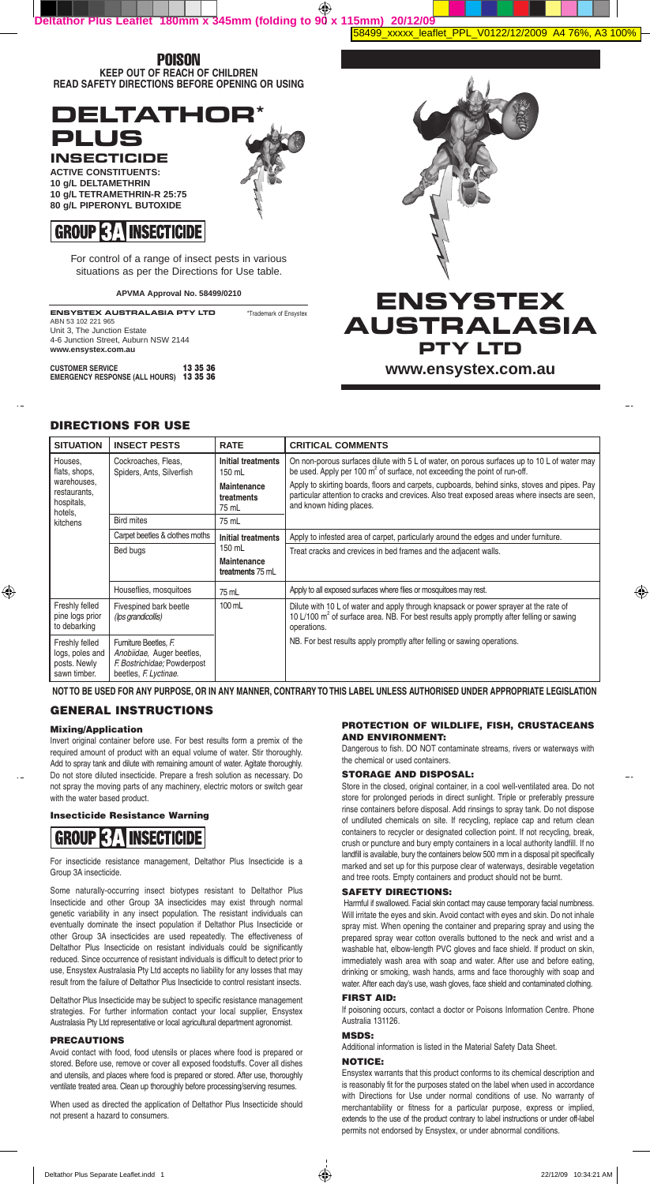**POISON**

**KEEP OUT OF REACH OF CHILDREN**
**READ SAFETY DIRECTIONS BEFORE OPENING OR USING**

# DELTATHOR* PLUS

## INSECTICIDE

**ACTIVE CONSTITUENTS:**
**10 g/L DELTAMETHRIN**
**10 g/L TETRAMETHRIN-R 25:75**
**80 g/L PIPERONYL BUTOXIDE**

**GROUP 3A INSECTICIDE**

For control of a range of insect pests in various situations as per the Directions for Use table.

**APVMA Approval No. 58499/0210**

**ENSYSTEX AUSTRALASIA PTY LTD** *Trademark of Ensystex
ABN 53 102 221 965
Unit 3, The Junction Estate
4-6 Junction Street, Auburn NSW 2144
**www.ensystex.com.au**

**CUSTOMER SERVICE 13 35 36**
**EMERGENCY RESPONSE (ALL HOURS) 13 35 36**

# ENSYSTEX AUSTRALASIA PTY LTD

**www.ensystex.com.au**

## DIRECTIONS FOR USE

| SITUATION | INSECT PESTS | RATE | CRITICAL COMMENTS |
|---|---|---|---|
| Houses, flats, shops, warehouses, restaurants, hospitals, hotels, kitchens | Cockroaches, Fleas, Spiders, Ants, Silverfish | **Initial treatments** 150 mL **Maintenance treatments** 75 mL | On non-porous surfaces dilute with 5 L of water, on porous surfaces up to 10 L of water may be used. Apply per 100 $m^2$ of surface, not exceeding the point of run-off. Apply to skirting boards, floors and carpets, cupboards, behind sinks, stoves and pipes. Pay particular attention to cracks and crevices. Also treat exposed areas where insects are seen, and known hiding places. |
| | Bird mites | 75 mL | |
| | Carpet beetles & clothes moths | **Initial treatments** 150 mL **Maintenance treatments** 75 mL | Apply to infested area of carpet, particularly around the edges and under furniture. |
| | Bed bugs | | Treat cracks and crevices in bed frames and the adjacent walls. |
| | Houseflies, mosquitoes | 75 mL | Apply to all exposed surfaces where flies or mosquitoes may rest. |
| Freshly felled pine logs prior to debarking | Fivespined bark beetle *(Ips grandicollis)* | 100 mL | Dilute with 10 L of water and apply through knapsack or power sprayer at the rate of 10 L/100 $m^2$ of surface area. NB. For best results apply promptly after felling or sawing operations. |
| Freshly felled logs, poles and posts. Newly sawn timber. | Furniture Beetles, *F. Anobiidae*, Auger beetles, *F. Bostrichidae;* Powderpost beetles, *F. Lyctinae.* | | NB. For best results apply promptly after felling or sawing operations. |

**NOT TO BE USED FOR ANY PURPOSE, OR IN ANY MANNER, CONTRARY TO THIS LABEL UNLESS AUTHORISED UNDER APPROPRIATE LEGISLATION**

## GENERAL INSTRUCTIONS

### Mixing/Application

Invert original container before use. For best results form a premix of the required amount of product with an equal volume of water. Stir thoroughly. Add to spray tank and dilute with remaining amount of water. Agitate thoroughly. Do not store diluted insecticide. Prepare a fresh solution as necessary. Do not spray the moving parts of any machinery, electric motors or switch gear with the water based product.

### Insecticide Resistance Warning

**GROUP 3A INSECTICIDE**

For insecticide resistance management, Deltathor Plus Insecticide is a Group 3A insecticide.

Some naturally-occurring insect biotypes resistant to Deltathor Plus Insecticide and other Group 3A insecticides may exist through normal genetic variability in any insect population. The resistant individuals can eventually dominate the insect population if Deltathor Plus Insecticide or other Group 3A insecticides are used repeatedly. The effectiveness of Deltathor Plus Insecticide on resistant individuals could be significantly reduced. Since occurrence of resistant individuals is difficult to detect prior to use, Ensystex Australasia Pty Ltd accepts no liability for any losses that may result from the failure of Deltathor Plus Insecticide to control resistant insects.

Deltathor Plus Insecticide may be subject to specific resistance management strategies. For further information contact your local supplier, Ensystex Australasia Pty Ltd representative or local agricultural department agronomist.

### PRECAUTIONS

Avoid contact with food, food utensils or places where food is prepared or stored. Before use, remove or cover all exposed foodstuffs. Cover all dishes and utensils, and places where food is prepared or stored. After use, thoroughly ventilate treated area. Clean up thoroughly before processing/serving resumes.

When used as directed the application of Deltathor Plus Insecticide should not present a hazard to consumers.

### PROTECTION OF WILDLIFE, FISH, CRUSTACEANS AND ENVIRONMENT:

Dangerous to fish. DO NOT contaminate streams, rivers or waterways with the chemical or used containers.

### STORAGE AND DISPOSAL:

Store in the closed, original container, in a cool well-ventilated area. Do not store for prolonged periods in direct sunlight. Triple or preferably pressure rinse containers before disposal. Add rinsings to spray tank. Do not dispose of undiluted chemicals on site. If recycling, replace cap and return clean containers to recycler or designated collection point. If not recycling, break, crush or puncture and bury empty containers in a local authority landfill. If no landfill is available, bury the containers below 500 mm in a disposal pit specifically marked and set up for this purpose clear of waterways, desirable vegetation and tree roots. Empty containers and product should not be burnt.

### SAFETY DIRECTIONS:

Harmful if swallowed. Facial skin contact may cause temporary facial numbness. Will irritate the eyes and skin. Avoid contact with eyes and skin. Do not inhale spray mist. When opening the container and preparing spray and using the prepared spray wear cotton overalls buttoned to the neck and wrist and a washable hat, elbow-length PVC gloves and face shield. If product on skin, immediately wash area with soap and water. After use and before eating, drinking or smoking, wash hands, arms and face thoroughly with soap and water. After each day's use, wash gloves, face shield and contaminated clothing.

### FIRST AID:

If poisoning occurs, contact a doctor or Poisons Information Centre. Phone Australia 131126.

### MSDS:

Additional information is listed in the Material Safety Data Sheet.

### NOTICE:

Ensystex warrants that this product conforms to its chemical description and is reasonably fit for the purposes stated on the label when used in accordance with Directions for Use under normal conditions of use. No warranty of merchantability or fitness for a particular purpose, express or implied, extends to the use of the product contrary to label instructions or under off-label permits not endorsed by Ensystex, or under abnormal conditions.